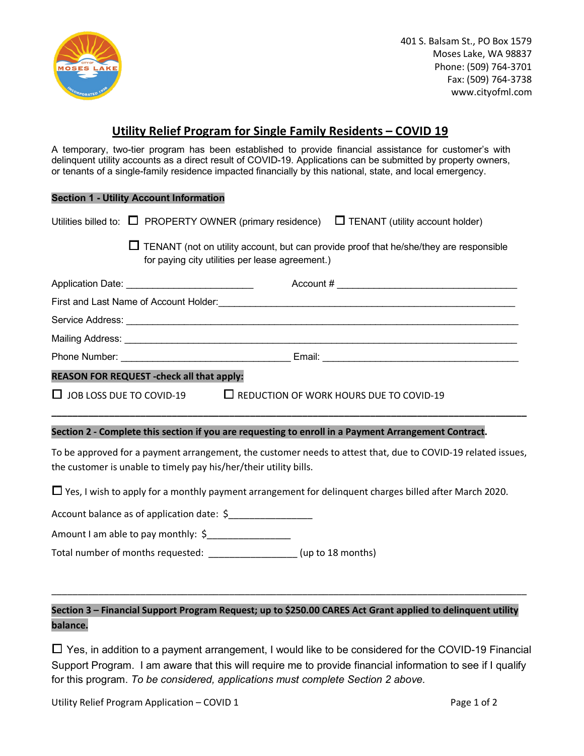401 S. Balsam St., PO Box 1579
Moses Lake, WA 98837
Phone: (509) 764-3701
Fax: (509) 764-3738
www.cityofml.com

# Utility Relief Program for Single Family Residents – COVID 19

A temporary, two-tier program has been established to provide financial assistance for customer's with delinquent utility accounts as a direct result of COVID-19. Applications can be submitted by property owners, or tenants of a single-family residence impacted financially by this national, state, and local emergency.

## Section 1 - Utility Account Information

Utilities billed to: ☐ PROPERTY OWNER (primary residence) ☐ TENANT (utility account holder)

☐ TENANT (not on utility account, but can provide proof that he/she/they are responsible for paying city utilities per lease agreement.)

Application Date: ________________________ Account # __________________________________

First and Last Name of Account Holder: ____________________________________________________________

Service Address: ___________________________________________________________________________

Mailing Address: ___________________________________________________________________________

Phone Number: ________________________________ Email: _____________________________________

**REASON FOR REQUEST -check all that apply:**

☐ JOB LOSS DUE TO COVID-19 ☐ REDUCTION OF WORK HOURS DUE TO COVID-19

---

## Section 2 - Complete this section if you are requesting to enroll in a Payment Arrangement Contract.

To be approved for a payment arrangement, the customer needs to attest that, due to COVID-19 related issues, the customer is unable to timely pay his/her/their utility bills.

☐ Yes, I wish to apply for a monthly payment arrangement for delinquent charges billed after March 2020.

Account balance as of application date: $________________

Amount I am able to pay monthly: $________________

Total number of months requested: ________________ (up to 18 months)

---

## Section 3 – Financial Support Program Request; up to $250.00 CARES Act Grant applied to delinquent utility balance.

☐ Yes, in addition to a payment arrangement, I would like to be considered for the COVID-19 Financial Support Program. I am aware that this will require me to provide financial information to see if I qualify for this program. *To be considered, applications must complete Section 2 above.*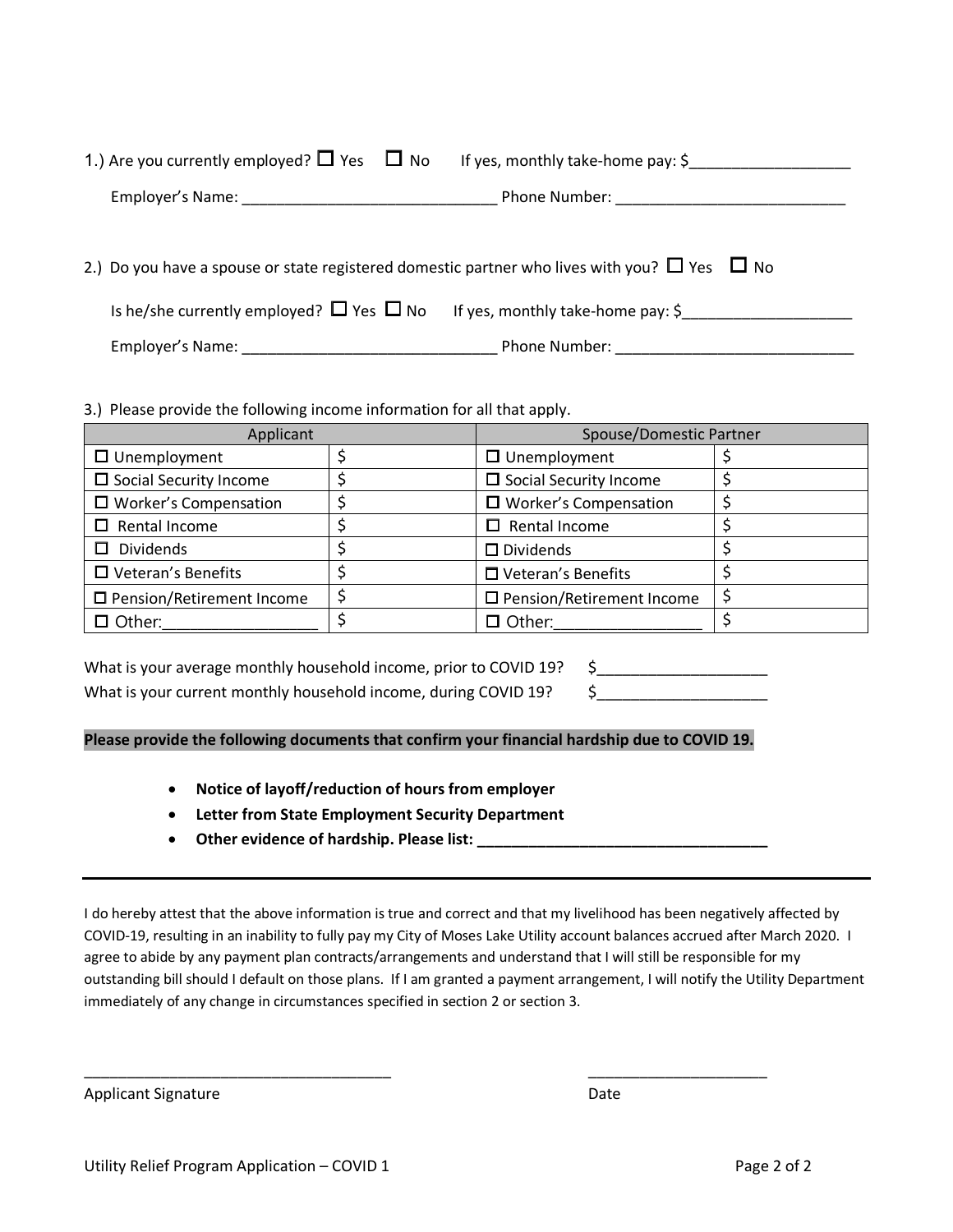1.) Are you currently employed? ☐ Yes ☐ No If yes, monthly take-home pay: $___________________

Employer's Name: ______________________________ Phone Number: ___________________________

2.) Do you have a spouse or state registered domestic partner who lives with you? ☐ Yes ☐ No

Is he/she currently employed? ☐ Yes ☐ No If yes, monthly take-home pay: $____________________

Employer's Name: ______________________________ Phone Number: ____________________________

3.) Please provide the following income information for all that apply.

| Applicant | | Spouse/Domestic Partner | |
|---|---|---|---|
| ☐ Unemployment | $ | ☐ Unemployment | $ |
| ☐ Social Security Income | $ | ☐ Social Security Income | $ |
| ☐ Worker's Compensation | $ | ☐ Worker's Compensation | $ |
| ☐ Rental Income | $ | ☐ Rental Income | $ |
| ☐ Dividends | $ | ☐ Dividends | $ |
| ☐ Veteran's Benefits | $ | ☐ Veteran's Benefits | $ |
| ☐ Pension/Retirement Income | $ | ☐ Pension/Retirement Income | $ |
| ☐ Other:_________________ | $ | ☐ Other:________________ | $ |

What is your average monthly household income, prior to COVID 19? $____________________

What is your current monthly household income, during COVID 19? $____________________

**Please provide the following documents that confirm your financial hardship due to COVID 19.**

- **Notice of layoff/reduction of hours from employer**
- **Letter from State Employment Security Department**
- **Other evidence of hardship. Please list: ___________________________________**

---

I do hereby attest that the above information is true and correct and that my livelihood has been negatively affected by COVID-19, resulting in an inability to fully pay my City of Moses Lake Utility account balances accrued after March 2020. I agree to abide by any payment plan contracts/arrangements and understand that I will still be responsible for my outstanding bill should I default on those plans. If I am granted a payment arrangement, I will notify the Utility Department immediately of any change in circumstances specified in section 2 or section 3.

____________________________________ _____________________

Applicant Signature Date